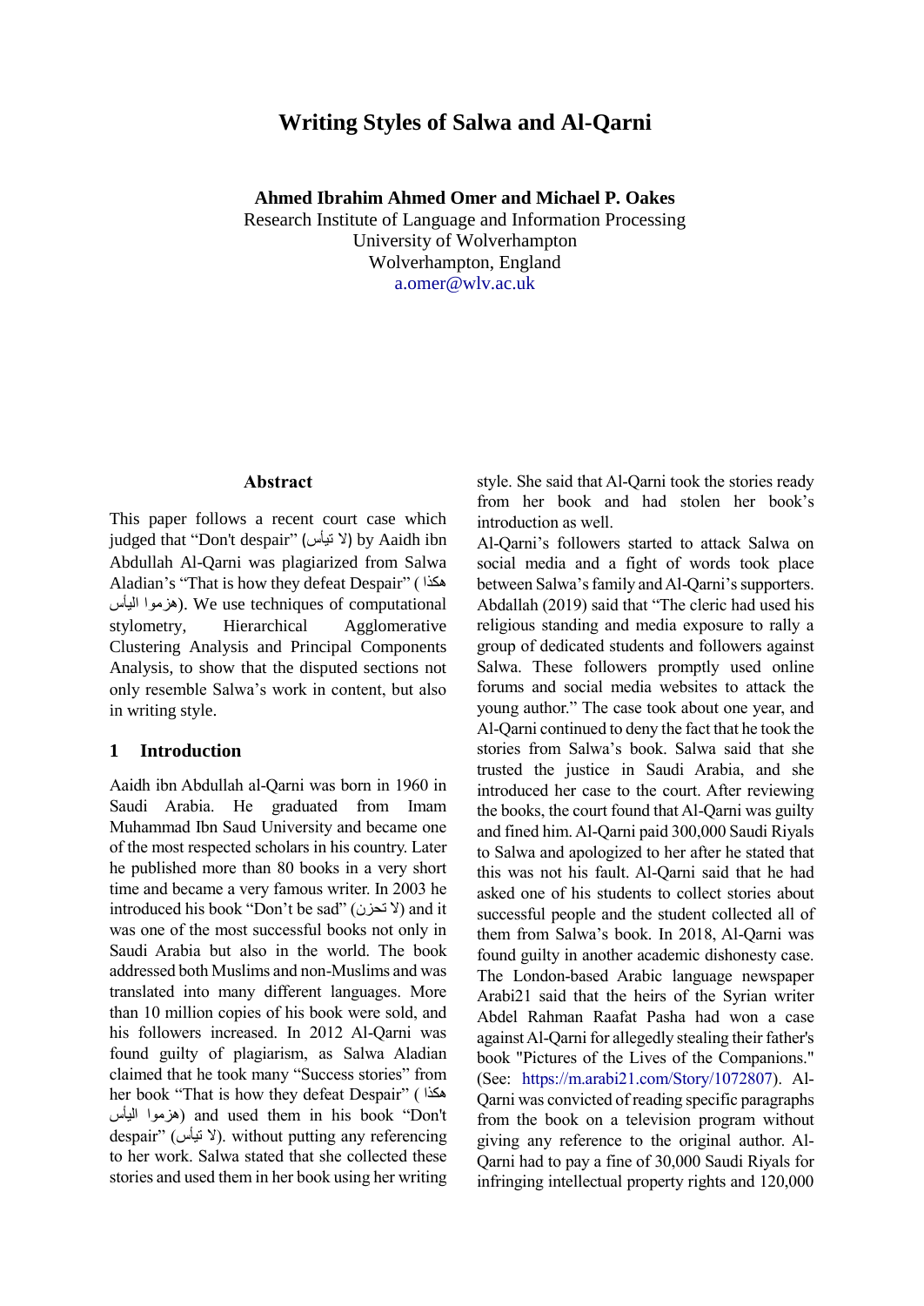# Writing Styles of Salwa and Al-Qarni

**Ahmed Ibrahim Ahmed Omer and Michael P. Oakes**

Research Institute of Language and Information Processing
University of Wolverhampton
Wolverhampton, England
a.omer@wlv.ac.uk

### Abstract

This paper follows a recent court case which judged that "Don't despair" (لا تيأس) by Aaidh ibn Abdullah Al-Qarni was plagiarized from Salwa Aladian's "That is how they defeat Despair" (هكذا هزموا اليأس). We use techniques of computational stylometry, Hierarchical Agglomerative Clustering Analysis and Principal Components Analysis, to show that the disputed sections not only resemble Salwa's work in content, but also in writing style.

## 1 Introduction

Aaidh ibn Abdullah al-Qarni was born in 1960 in Saudi Arabia. He graduated from Imam Muhammad Ibn Saud University and became one of the most respected scholars in his country. Later he published more than 80 books in a very short time and became a very famous writer. In 2003 he introduced his book "Don't be sad" (لا تحزن) and it was one of the most successful books not only in Saudi Arabia but also in the world. The book addressed both Muslims and non-Muslims and was translated into many different languages. More than 10 million copies of his book were sold, and his followers increased. In 2012 Al-Qarni was found guilty of plagiarism, as Salwa Aladian claimed that he took many "Success stories" from her book "That is how they defeat Despair" (هكذا هزموا اليأس) and used them in his book "Don't despair" (لا تيأس). without putting any referencing to her work. Salwa stated that she collected these stories and used them in her book using her writing style. She said that Al-Qarni took the stories ready from her book and had stolen her book's introduction as well.

Al-Qarni's followers started to attack Salwa on social media and a fight of words took place between Salwa's family and Al-Qarni's supporters. Abdallah (2019) said that "The cleric had used his religious standing and media exposure to rally a group of dedicated students and followers against Salwa. These followers promptly used online forums and social media websites to attack the young author." The case took about one year, and Al-Qarni continued to deny the fact that he took the stories from Salwa's book. Salwa said that she trusted the justice in Saudi Arabia, and she introduced her case to the court. After reviewing the books, the court found that Al-Qarni was guilty and fined him. Al-Qarni paid 300,000 Saudi Riyals to Salwa and apologized to her after he stated that this was not his fault. Al-Qarni said that he had asked one of his students to collect stories about successful people and the student collected all of them from Salwa's book. In 2018, Al-Qarni was found guilty in another academic dishonesty case. The London-based Arabic language newspaper Arabi21 said that the heirs of the Syrian writer Abdel Rahman Raafat Pasha had won a case against Al-Qarni for allegedly stealing their father's book "Pictures of the Lives of the Companions." (See: https://m.arabi21.com/Story/1072807). Al-Qarni was convicted of reading specific paragraphs from the book on a television program without giving any reference to the original author. Al-Qarni had to pay a fine of 30,000 Saudi Riyals for infringing intellectual property rights and 120,000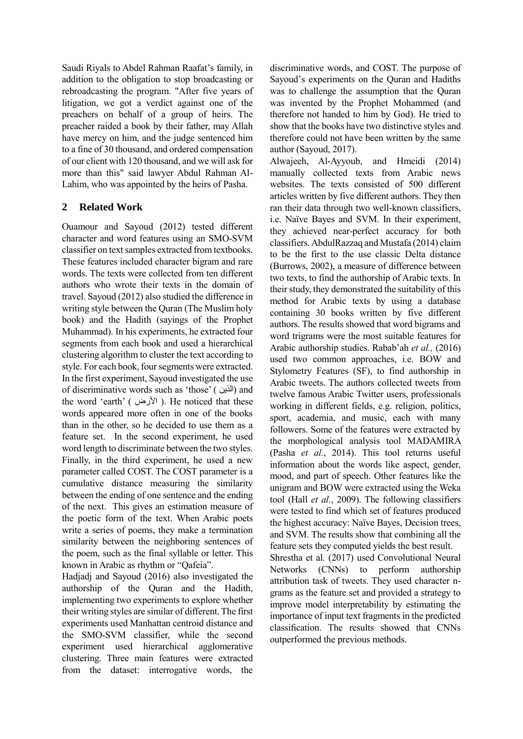Saudi Riyals to Abdel Rahman Raafat's family, in addition to the obligation to stop broadcasting or rebroadcasting the program. "After five years of litigation, we got a verdict against one of the preachers on behalf of a group of heirs. The preacher raided a book by their father, may Allah have mercy on him, and the judge sentenced him to a fine of 30 thousand, and ordered compensation of our client with 120 thousand, and we will ask for more than this" said lawyer Abdul Rahman Al-Lahim, who was appointed by the heirs of Pasha.

## 2 Related Work

Ouamour and Sayoud (2012) tested different character and word features using an SMO-SVM classifier on text samples extracted from textbooks. These features included character bigram and rare words. The texts were collected from ten different authors who wrote their texts in the domain of travel. Sayoud (2012) also studied the difference in writing style between the Quran (The Muslim holy book) and the Hadith (sayings of the Prophet Muhammad). In his experiments, he extracted four segments from each book and used a hierarchical clustering algorithm to cluster the text according to style. For each book, four segments were extracted. In the first experiment, Sayoud investigated the use of discriminative words such as 'those' (الذين) and the word 'earth' (الأرض). He noticed that these words appeared more often in one of the books than in the other, so he decided to use them as a feature set. In the second experiment, he used word length to discriminate between the two styles. Finally, in the third experiment, he used a new parameter called COST. The COST parameter is a cumulative distance measuring the similarity between the ending of one sentence and the ending of the next. This gives an estimation measure of the poetic form of the text. When Arabic poets write a series of poems, they make a termination similarity between the neighboring sentences of the poem, such as the final syllable or letter. This known in Arabic as rhythm or "Qafeia".

Hadjadj and Sayoud (2016) also investigated the authorship of the Quran and the Hadith, implementing two experiments to explore whether their writing styles are similar of different. The first experiments used Manhattan centroid distance and the SMO-SVM classifier, while the second experiment used hierarchical agglomerative clustering. Three main features were extracted from the dataset: interrogative words, the discriminative words, and COST. The purpose of Sayoud's experiments on the Quran and Hadiths was to challenge the assumption that the Quran was invented by the Prophet Mohammed (and therefore not handed to him by God). He tried to show that the books have two distinctive styles and therefore could not have been written by the same author (Sayoud, 2017).

Alwajeeh, Al-Ayyoub, and Hmeidi (2014) manually collected texts from Arabic news websites. The texts consisted of 500 different articles written by five different authors. They then ran their data through two well-known classifiers, i.e. Naïve Bayes and SVM. In their experiment, they achieved near-perfect accuracy for both classifiers. AbdulRazzaq and Mustafa (2014) claim to be the first to the use classic Delta distance (Burrows, 2002), a measure of difference between two texts, to find the authorship of Arabic texts. In their study, they demonstrated the suitability of this method for Arabic texts by using a database containing 30 books written by five different authors. The results showed that word bigrams and word trigrams were the most suitable features for Arabic authorship studies. Rabab'ah *et al.,* (2016) used two common approaches, i.e. BOW and Stylometry Features (SF), to find authorship in Arabic tweets. The authors collected tweets from twelve famous Arabic Twitter users, professionals working in different fields, e.g. religion, politics, sport, academia, and music, each with many followers. Some of the features were extracted by the morphological analysis tool MADAMIRA (Pasha *et al.*, 2014). This tool returns useful information about the words like aspect, gender, mood, and part of speech. Other features like the unigram and BOW were extracted using the Weka tool (Hall *et al.*, 2009). The following classifiers were tested to find which set of features produced the highest accuracy: Naïve Bayes, Decision trees, and SVM. The results show that combining all the feature sets they computed yields the best result.

Shrestha et al. (2017) used Convolutional Neural Networks (CNNs) to perform authorship attribution task of tweets. They used character n-grams as the feature set and provided a strategy to improve model interpretability by estimating the importance of input text fragments in the predicted classification. The results showed that CNNs outperformed the previous methods.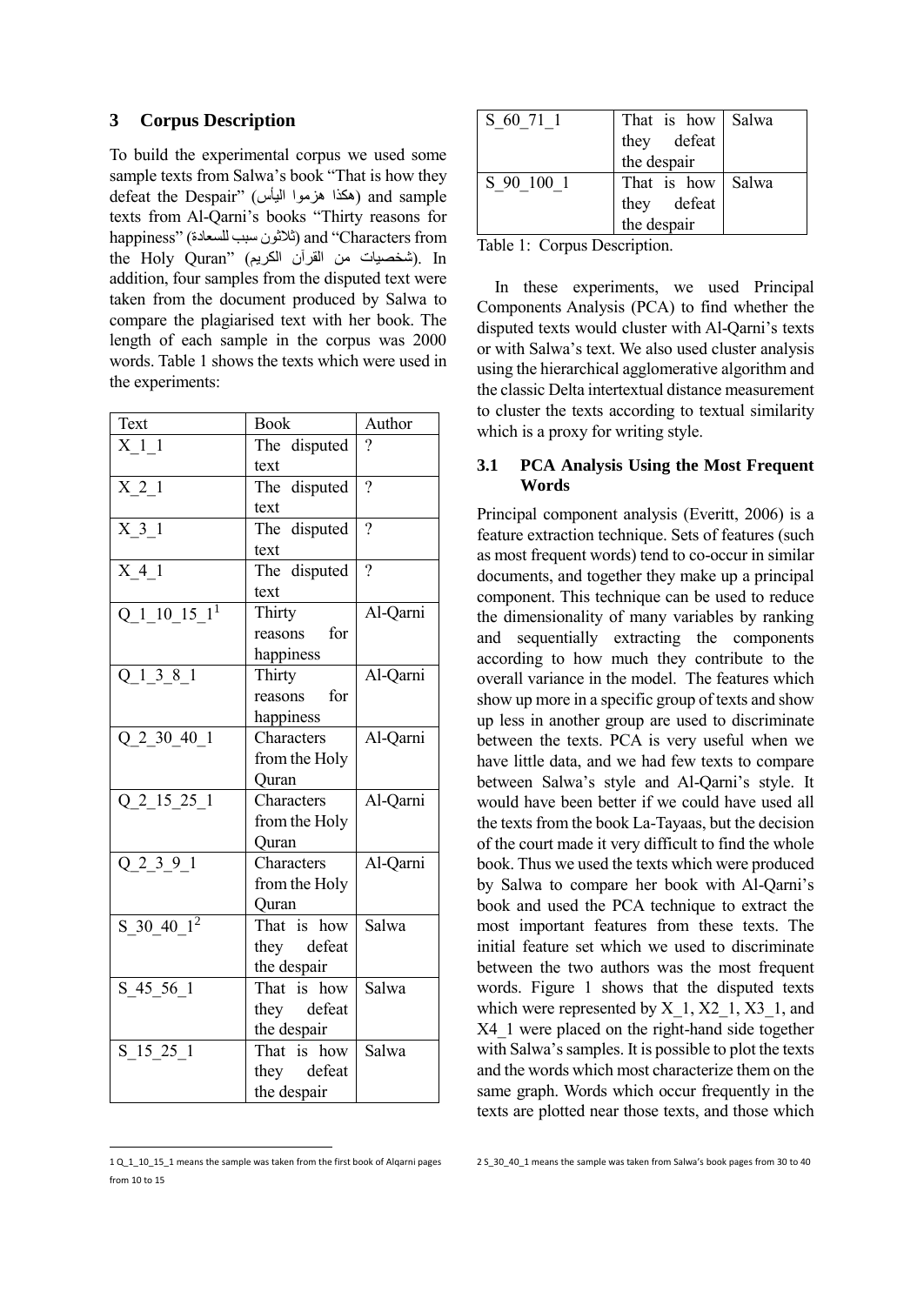## 3 Corpus Description

To build the experimental corpus we used some sample texts from Salwa's book "That is how they defeat the Despair" (هكذا هزموا اليأس) and sample texts from Al-Qarni's books "Thirty reasons for happiness" (ثلاثون سبب للسعادة) and "Characters from the Holy Quran" (شخصيات من القرآن الكريم). In addition, four samples from the disputed text were taken from the document produced by Salwa to compare the plagiarised text with her book. The length of each sample in the corpus was 2000 words. Table 1 shows the texts which were used in the experiments:

| Text | Book | Author |
|---|---|---|
| X_1_1 | The disputed text | ? |
| X_2_1 | The disputed text | ? |
| X_3_1 | The disputed text | ? |
| X_4_1 | The disputed text | ? |
| Q_1_10_15_1[1] | Thirty reasons for happiness | Al-Qarni |
| Q_1_3_8_1 | Thirty reasons for happiness | Al-Qarni |
| Q_2_30_40_1 | Characters from the Holy Quran | Al-Qarni |
| Q_2_15_25_1 | Characters from the Holy Quran | Al-Qarni |
| Q_2_3_9_1 | Characters from the Holy Quran | Al-Qarni |
| S_30_40_1[2] | That is how they defeat the despair | Salwa |
| S_45_56_1 | That is how they defeat the despair | Salwa |
| S_15_25_1 | That is how they defeat the despair | Salwa |
| S_60_71_1 | That is how they defeat the despair | Salwa |
| S_90_100_1 | That is how they defeat the despair | Salwa |

Table 1: Corpus Description.

In these experiments, we used Principal Components Analysis (PCA) to find whether the disputed texts would cluster with Al-Qarni's texts or with Salwa's text. We also used cluster analysis using the hierarchical agglomerative algorithm and the classic Delta intertextual distance measurement to cluster the texts according to textual similarity which is a proxy for writing style.

### 3.1 PCA Analysis Using the Most Frequent Words

Principal component analysis (Everitt, 2006) is a feature extraction technique. Sets of features (such as most frequent words) tend to co-occur in similar documents, and together they make up a principal component. This technique can be used to reduce the dimensionality of many variables by ranking and sequentially extracting the components according to how much they contribute to the overall variance in the model. The features which show up more in a specific group of texts and show up less in another group are used to discriminate between the texts. PCA is very useful when we have little data, and we had few texts to compare between Salwa's style and Al-Qarni's style. It would have been better if we could have used all the texts from the book La-Tayaas, but the decision of the court made it very difficult to find the whole book. Thus we used the texts which were produced by Salwa to compare her book with Al-Qarni's book and used the PCA technique to extract the most important features from these texts. The initial feature set which we used to discriminate between the two authors was the most frequent words. Figure 1 shows that the disputed texts which were represented by X_1, X2_1, X3_1, and X4_1 were placed on the right-hand side together with Salwa's samples. It is possible to plot the texts and the words which most characterize them on the same graph. Words which occur frequently in the texts are plotted near those texts, and those which

[1] Q_1_10_15_1 means the sample was taken from the first book of Alqarni pages from 10 to 15

[2] S_30_40_1 means the sample was taken from Salwa's book pages from 30 to 40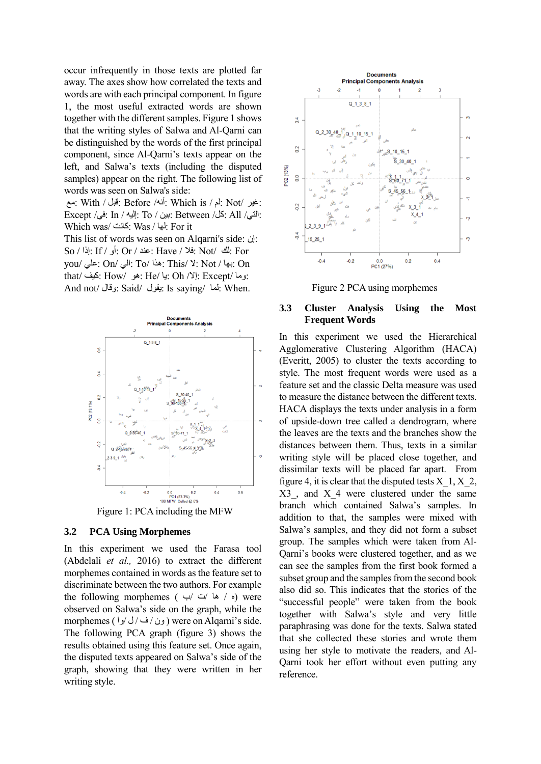occur infrequently in those texts are plotted far away. The axes show how correlated the texts and words are with each principal component. In figure 1, the most useful extracted words are shown together with the different samples. Figure 1 shows that the writing styles of Salwa and Al-Qarni can be distinguished by the words of the first principal component, since Al-Qarni's texts appear on the left, and Salwa's texts (including the disputed samples) appear on the right. The following list of words was seen on Salwa's side:

مع: With / قبل: Before /أنه: Which is / لم: Not/ غير: Except /في: In / إليه: To / بين: Between /كل: All /التي: Which was/ كانت: Was / لها: For it

This list of words was seen on Alqarni's side: إن: So / إذا: If / أو: Or / عند: Have / فلا: Not/ لك: For you/ علي: On/ الي: To/ هذا: This/ لا: Not / بها: On that/ كيف: How/ هو: He/ يا: Oh /إلا: Except/ وما: And not/ وقال: Said/ يقول: Is saying/ لما: When.

Figure 1: PCA including the MFW

### 3.2 PCA Using Morphemes

In this experiment we used the Farasa tool (Abdelali *et al.,* 2016) to extract the different morphemes contained in words as the feature set to discriminate between the two authors. For example the following morphemes ( ب/ ت/ ها / ه) were observed on Salwa's side on the graph, while the morphemes ( ون / ف / ل /وا ) were on Alqarni's side. The following PCA graph (figure 3) shows the results obtained using this feature set. Once again, the disputed texts appeared on Salwa's side of the graph, showing that they were written in her writing style.

Figure 2 PCA using morphemes

### 3.3 Cluster Analysis Using the Most Frequent Words

In this experiment we used the Hierarchical Agglomerative Clustering Algorithm (HACA) (Everitt, 2005) to cluster the texts according to style. The most frequent words were used as a feature set and the classic Delta measure was used to measure the distance between the different texts. HACA displays the texts under analysis in a form of upside-down tree called a dendrogram, where the leaves are the texts and the branches show the distances between them. Thus, texts in a similar writing style will be placed close together, and dissimilar texts will be placed far apart. From figure 4, it is clear that the disputed tests X_1, X_2, X3_, and X_4 were clustered under the same branch which contained Salwa's samples. In addition to that, the samples were mixed with Salwa's samples, and they did not form a subset group. The samples which were taken from Al-Qarni's books were clustered together, and as we can see the samples from the first book formed a subset group and the samples from the second book also did so. This indicates that the stories of the "successful people" were taken from the book together with Salwa's style and very little paraphrasing was done for the texts. Salwa stated that she collected these stories and wrote them using her style to motivate the readers, and Al-Qarni took her effort without even putting any reference.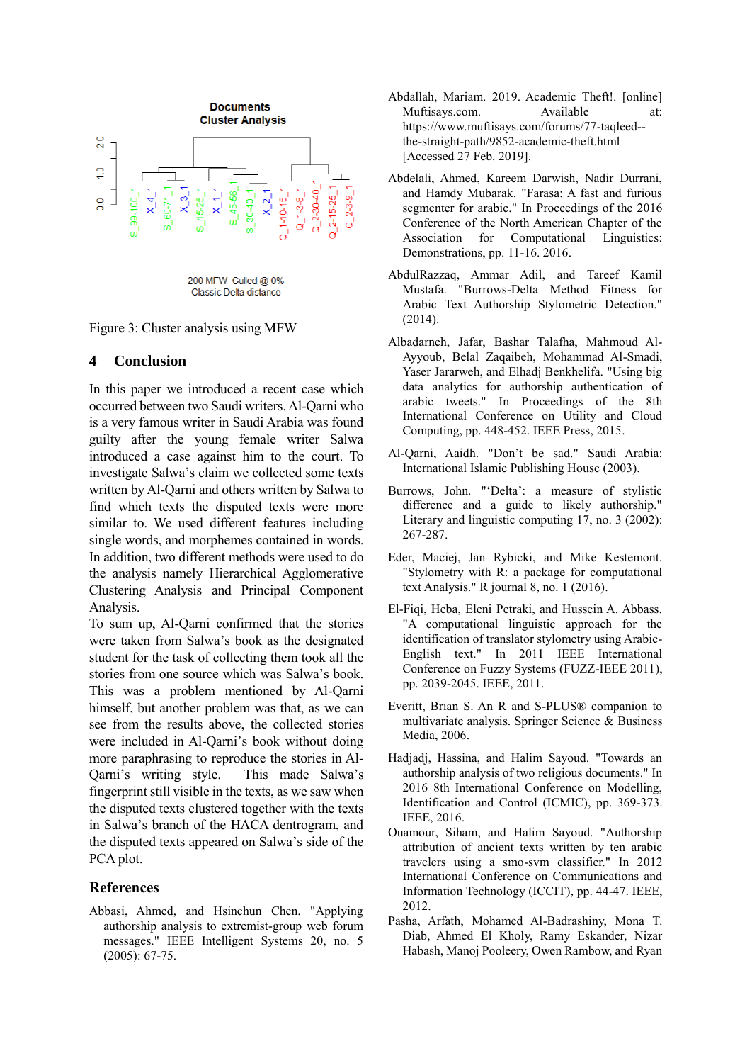Figure 3: Cluster analysis using MFW

## 4 Conclusion

In this paper we introduced a recent case which occurred between two Saudi writers. Al-Qarni who is a very famous writer in Saudi Arabia was found guilty after the young female writer Salwa introduced a case against him to the court. To investigate Salwa's claim we collected some texts written by Al-Qarni and others written by Salwa to find which texts the disputed texts were more similar to. We used different features including single words, and morphemes contained in words. In addition, two different methods were used to do the analysis namely Hierarchical Agglomerative Clustering Analysis and Principal Component Analysis.

To sum up, Al-Qarni confirmed that the stories were taken from Salwa's book as the designated student for the task of collecting them took all the stories from one source which was Salwa's book. This was a problem mentioned by Al-Qarni himself, but another problem was that, as we can see from the results above, the collected stories were included in Al-Qarni's book without doing more paraphrasing to reproduce the stories in Al-Qarni's writing style. This made Salwa's fingerprint still visible in the texts, as we saw when the disputed texts clustered together with the texts in Salwa's branch of the HACA dentrogram, and the disputed texts appeared on Salwa's side of the PCA plot.

## References

Abbasi, Ahmed, and Hsinchun Chen. "Applying authorship analysis to extremist-group web forum messages." IEEE Intelligent Systems 20, no. 5 (2005): 67-75.

Abdallah, Mariam. 2019. Academic Theft!. [online] Muftisays.com. Available at: https://www.muftisays.com/forums/77-taqleed--the-straight-path/9852-academic-theft.html [Accessed 27 Feb. 2019].

Abdelali, Ahmed, Kareem Darwish, Nadir Durrani, and Hamdy Mubarak. "Farasa: A fast and furious segmenter for arabic." In Proceedings of the 2016 Conference of the North American Chapter of the Association for Computational Linguistics: Demonstrations, pp. 11-16. 2016.

AbdulRazzaq, Ammar Adil, and Tareef Kamil Mustafa. "Burrows-Delta Method Fitness for Arabic Text Authorship Stylometric Detection." (2014).

Albadarneh, Jafar, Bashar Talafha, Mahmoud Al-Ayyoub, Belal Zaqaibeh, Mohammad Al-Smadi, Yaser Jararweh, and Elhadj Benkhelifa. "Using big data analytics for authorship authentication of arabic tweets." In Proceedings of the 8th International Conference on Utility and Cloud Computing, pp. 448-452. IEEE Press, 2015.

Al-Qarni, Aaidh. "Don't be sad." Saudi Arabia: International Islamic Publishing House (2003).

Burrows, John. "'Delta': a measure of stylistic difference and a guide to likely authorship." Literary and linguistic computing 17, no. 3 (2002): 267-287.

Eder, Maciej, Jan Rybicki, and Mike Kestemont. "Stylometry with R: a package for computational text Analysis." R journal 8, no. 1 (2016).

El-Fiqi, Heba, Eleni Petraki, and Hussein A. Abbass. "A computational linguistic approach for the identification of translator stylometry using Arabic-English text." In 2011 IEEE International Conference on Fuzzy Systems (FUZZ-IEEE 2011), pp. 2039-2045. IEEE, 2011.

Everitt, Brian S. An R and S-PLUS® companion to multivariate analysis. Springer Science & Business Media, 2006.

Hadjadj, Hassina, and Halim Sayoud. "Towards an authorship analysis of two religious documents." In 2016 8th International Conference on Modelling, Identification and Control (ICMIC), pp. 369-373. IEEE, 2016.

Ouamour, Siham, and Halim Sayoud. "Authorship attribution of ancient texts written by ten arabic travelers using a smo-svm classifier." In 2012 International Conference on Communications and Information Technology (ICCIT), pp. 44-47. IEEE, 2012.

Pasha, Arfath, Mohamed Al-Badrashiny, Mona T. Diab, Ahmed El Kholy, Ramy Eskander, Nizar Habash, Manoj Pooleery, Owen Rambow, and Ryan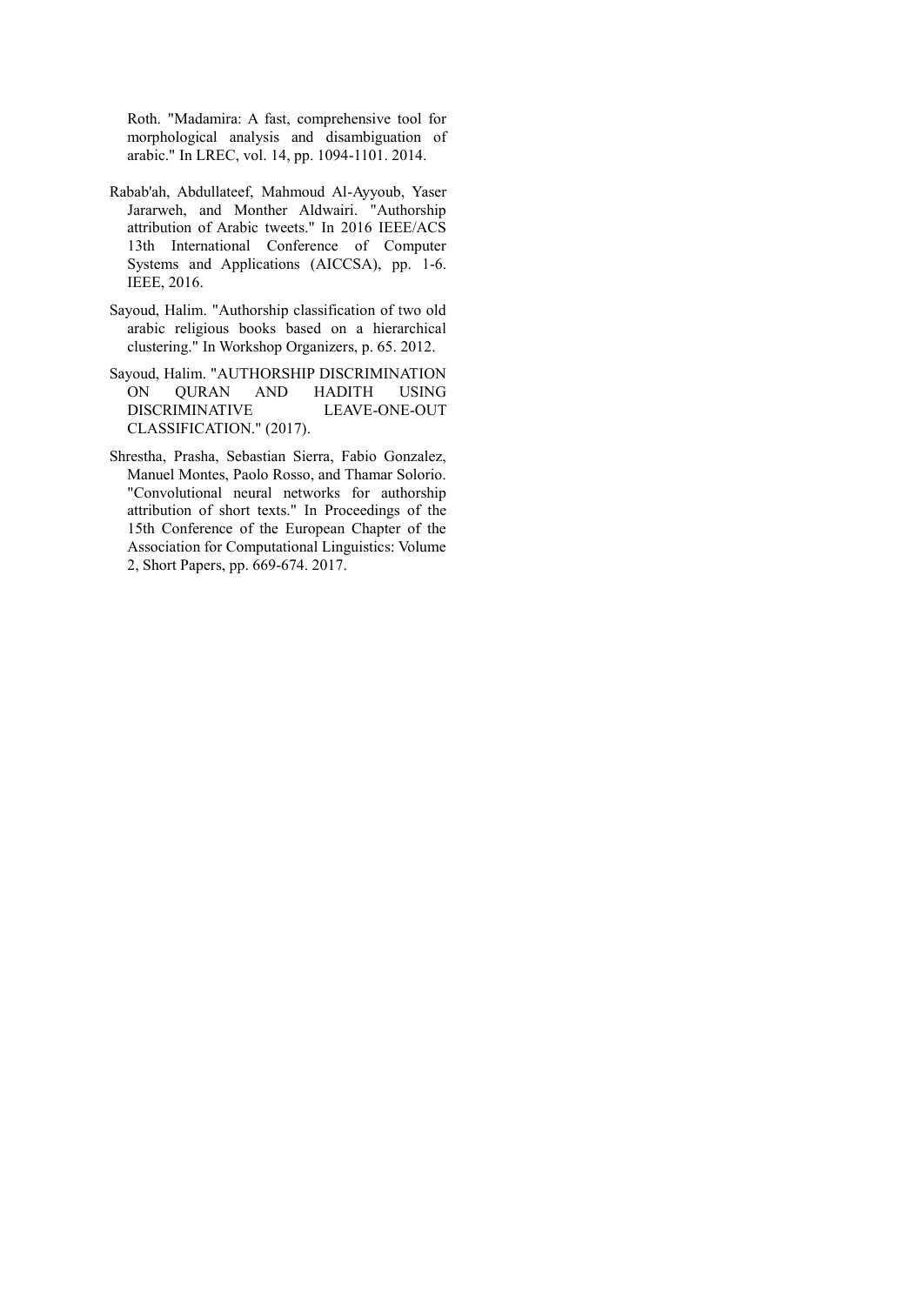Roth. "Madamira: A fast, comprehensive tool for morphological analysis and disambiguation of arabic." In LREC, vol. 14, pp. 1094-1101. 2014.

Rabab'ah, Abdullateef, Mahmoud Al-Ayyoub, Yaser Jararweh, and Monther Aldwairi. "Authorship attribution of Arabic tweets." In 2016 IEEE/ACS 13th International Conference of Computer Systems and Applications (AICCSA), pp. 1-6. IEEE, 2016.

Sayoud, Halim. "Authorship classification of two old arabic religious books based on a hierarchical clustering." In Workshop Organizers, p. 65. 2012.

Sayoud, Halim. "AUTHORSHIP DISCRIMINATION ON QURAN AND HADITH USING DISCRIMINATIVE LEAVE-ONE-OUT CLASSIFICATION." (2017).

Shrestha, Prasha, Sebastian Sierra, Fabio Gonzalez, Manuel Montes, Paolo Rosso, and Thamar Solorio. "Convolutional neural networks for authorship attribution of short texts." In Proceedings of the 15th Conference of the European Chapter of the Association for Computational Linguistics: Volume 2, Short Papers, pp. 669-674. 2017.